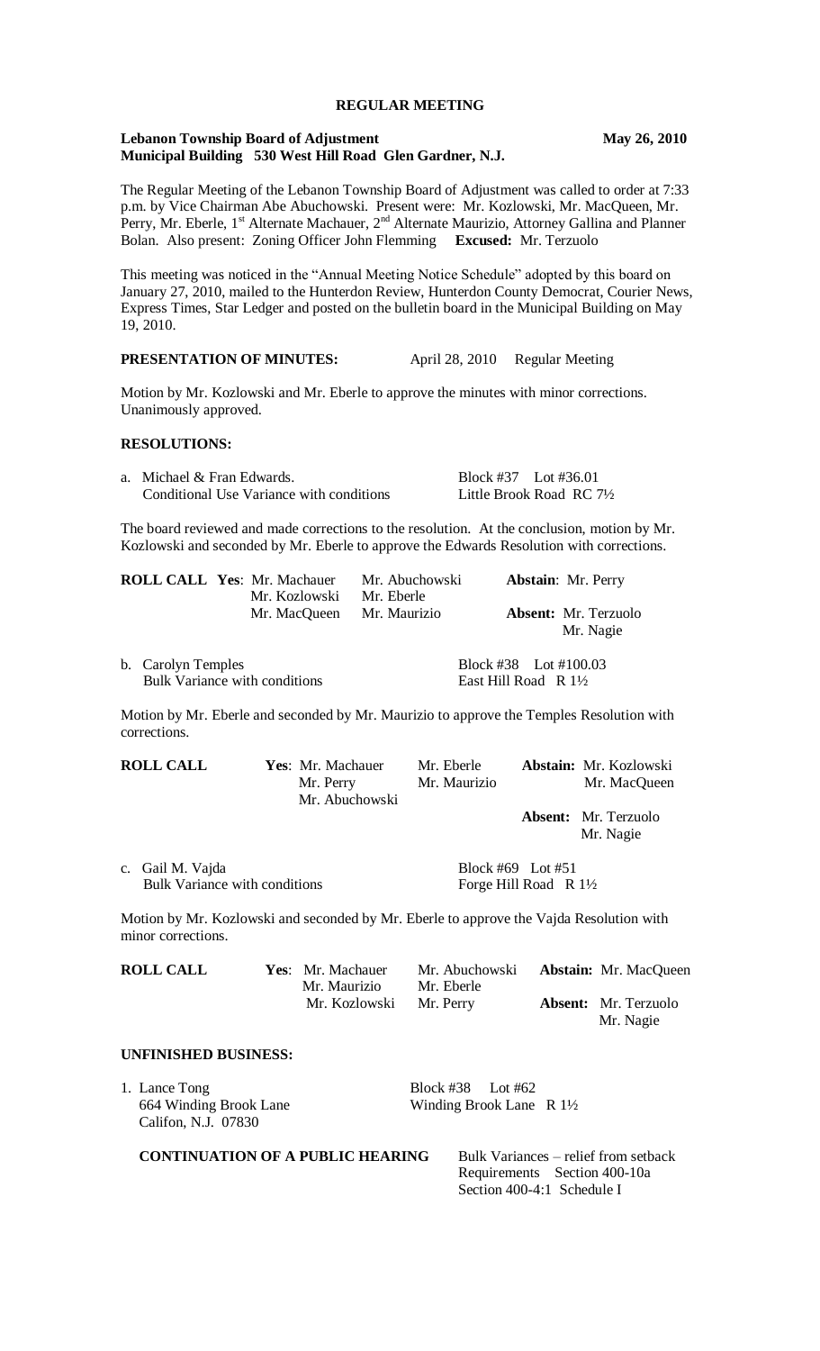# REGULAR MEETING

**Lebanon Township Board of Adjustment** **May 26, 2010**
**Municipal Building 530 West Hill Road Glen Gardner, N.J.**

The Regular Meeting of the Lebanon Township Board of Adjustment was called to order at 7:33 p.m. by Vice Chairman Abe Abuchowski. Present were: Mr. Kozlowski, Mr. MacQueen, Mr. Perry, Mr. Eberle, 1st Alternate Machauer, 2nd Alternate Maurizio, Attorney Gallina and Planner Bolan. Also present: Zoning Officer John Flemming **Excused:** Mr. Terzuolo

This meeting was noticed in the "Annual Meeting Notice Schedule" adopted by this board on January 27, 2010, mailed to the Hunterdon Review, Hunterdon County Democrat, Courier News, Express Times, Star Ledger and posted on the bulletin board in the Municipal Building on May 19, 2010.

**PRESENTATION OF MINUTES:** April 28, 2010 Regular Meeting

Motion by Mr. Kozlowski and Mr. Eberle to approve the minutes with minor corrections. Unanimously approved.

**RESOLUTIONS:**

a. Michael & Fran Edwards. Block #37 Lot #36.01
Conditional Use Variance with conditions Little Brook Road RC 7½

The board reviewed and made corrections to the resolution. At the conclusion, motion by Mr. Kozlowski and seconded by Mr. Eberle to approve the Edwards Resolution with corrections.

**ROLL CALL Yes**: Mr. Machauer, Mr. Abuchowski, Mr. Kozlowski, Mr. Eberle, Mr. MacQueen, Mr. Maurizio
**Abstain**: Mr. Perry
**Absent:** Mr. Terzuolo, Mr. Nagie

b. Carolyn Temples Block #38 Lot #100.03
Bulk Variance with conditions East Hill Road R 1½

Motion by Mr. Eberle and seconded by Mr. Maurizio to approve the Temples Resolution with corrections.

**ROLL CALL** **Yes**: Mr. Machauer, Mr. Eberle, Mr. Perry, Mr. Maurizio, Mr. Abuchowski
**Abstain:** Mr. Kozlowski, Mr. MacQueen
**Absent:** Mr. Terzuolo, Mr. Nagie

c. Gail M. Vajda Block #69 Lot #51
Bulk Variance with conditions Forge Hill Road R 1½

Motion by Mr. Kozlowski and seconded by Mr. Eberle to approve the Vajda Resolution with minor corrections.

**ROLL CALL** **Yes**: Mr. Machauer, Mr. Abuchowski, Mr. Maurizio, Mr. Eberle, Mr. Kozlowski, Mr. Perry
**Abstain:** Mr. MacQueen
**Absent:** Mr. Terzuolo, Mr. Nagie

**UNFINISHED BUSINESS:**

1. Lance Tong Block #38 Lot #62
664 Winding Brook Lane Winding Brook Lane R 1½
Califon, N.J. 07830

**CONTINUATION OF A PUBLIC HEARING** Bulk Variances – relief from setback Requirements Section 400-10a Section 400-4:1 Schedule I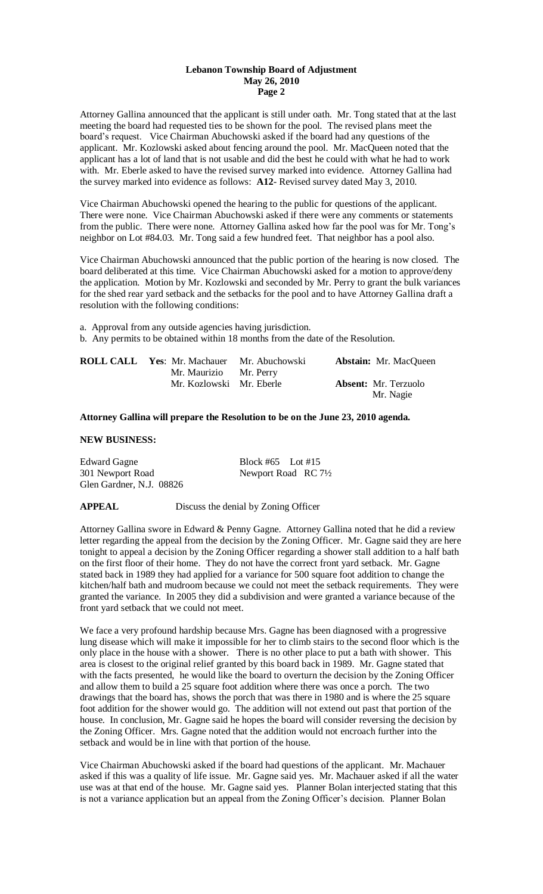Attorney Gallina announced that the applicant is still under oath. Mr. Tong stated that at the last meeting the board had requested ties to be shown for the pool. The revised plans meet the board's request. Vice Chairman Abuchowski asked if the board had any questions of the applicant. Mr. Kozlowski asked about fencing around the pool. Mr. MacQueen noted that the applicant has a lot of land that is not usable and did the best he could with what he had to work with. Mr. Eberle asked to have the revised survey marked into evidence. Attorney Gallina had the survey marked into evidence as follows: **A12**- Revised survey dated May 3, 2010.

Vice Chairman Abuchowski opened the hearing to the public for questions of the applicant. There were none. Vice Chairman Abuchowski asked if there were any comments or statements from the public. There were none. Attorney Gallina asked how far the pool was for Mr. Tong's neighbor on Lot #84.03. Mr. Tong said a few hundred feet. That neighbor has a pool also.

Vice Chairman Abuchowski announced that the public portion of the hearing is now closed. The board deliberated at this time. Vice Chairman Abuchowski asked for a motion to approve/deny the application. Motion by Mr. Kozlowski and seconded by Mr. Perry to grant the bulk variances for the shed rear yard setback and the setbacks for the pool and to have Attorney Gallina draft a resolution with the following conditions:

a. Approval from any outside agencies having jurisdiction.
b. Any permits to be obtained within 18 months from the date of the Resolution.

| **ROLL CALL** | **Yes**: Mr. Machauer | Mr. Abuchowski | **Abstain:** Mr. MacQueen |
|---|---|---|---|
| | Mr. Maurizio | Mr. Perry | |
| | Mr. Kozlowski | Mr. Eberle | **Absent:** Mr. Terzuolo |
| | | | Mr. Nagie |

**Attorney Gallina will prepare the Resolution to be on the June 23, 2010 agenda.**

**NEW BUSINESS:**

| | |
|---|---|
| Edward Gagne | Block #65 Lot #15 |
| 301 Newport Road | Newport Road RC 7½ |
| Glen Gardner, N.J. 08826 | |

**APPEAL** Discuss the denial by Zoning Officer

Attorney Gallina swore in Edward & Penny Gagne. Attorney Gallina noted that he did a review letter regarding the appeal from the decision by the Zoning Officer. Mr. Gagne said they are here tonight to appeal a decision by the Zoning Officer regarding a shower stall addition to a half bath on the first floor of their home. They do not have the correct front yard setback. Mr. Gagne stated back in 1989 they had applied for a variance for 500 square foot addition to change the kitchen/half bath and mudroom because we could not meet the setback requirements. They were granted the variance. In 2005 they did a subdivision and were granted a variance because of the front yard setback that we could not meet.

We face a very profound hardship because Mrs. Gagne has been diagnosed with a progressive lung disease which will make it impossible for her to climb stairs to the second floor which is the only place in the house with a shower. There is no other place to put a bath with shower. This area is closest to the original relief granted by this board back in 1989. Mr. Gagne stated that with the facts presented, he would like the board to overturn the decision by the Zoning Officer and allow them to build a 25 square foot addition where there was once a porch. The two drawings that the board has, shows the porch that was there in 1980 and is where the 25 square foot addition for the shower would go. The addition will not extend out past that portion of the house. In conclusion, Mr. Gagne said he hopes the board will consider reversing the decision by the Zoning Officer. Mrs. Gagne noted that the addition would not encroach further into the setback and would be in line with that portion of the house.

Vice Chairman Abuchowski asked if the board had questions of the applicant. Mr. Machauer asked if this was a quality of life issue. Mr. Gagne said yes. Mr. Machauer asked if all the water use was at that end of the house. Mr. Gagne said yes. Planner Bolan interjected stating that this is not a variance application but an appeal from the Zoning Officer's decision. Planner Bolan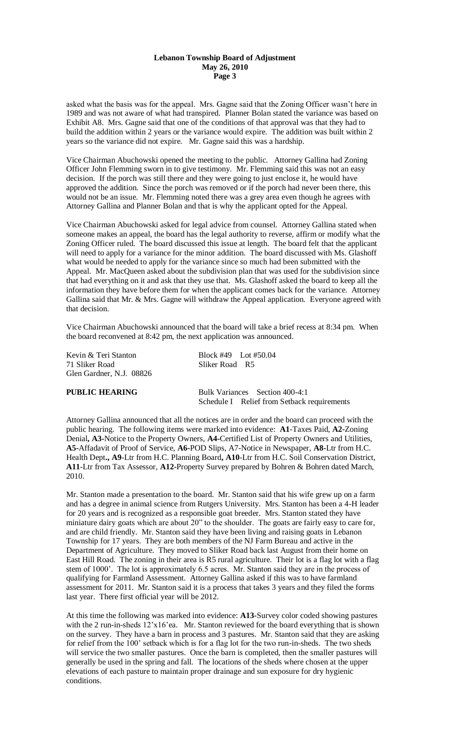asked what the basis was for the appeal. Mrs. Gagne said that the Zoning Officer wasn't here in 1989 and was not aware of what had transpired. Planner Bolan stated the variance was based on Exhibit A8. Mrs. Gagne said that one of the conditions of that approval was that they had to build the addition within 2 years or the variance would expire. The addition was built within 2 years so the variance did not expire. Mr. Gagne said this was a hardship.

Vice Chairman Abuchowski opened the meeting to the public. Attorney Gallina had Zoning Officer John Flemming sworn in to give testimony. Mr. Flemming said this was not an easy decision. If the porch was still there and they were going to just enclose it, he would have approved the addition. Since the porch was removed or if the porch had never been there, this would not be an issue. Mr. Flemming noted there was a grey area even though he agrees with Attorney Gallina and Planner Bolan and that is why the applicant opted for the Appeal.

Vice Chairman Abuchowski asked for legal advice from counsel. Attorney Gallina stated when someone makes an appeal, the board has the legal authority to reverse, affirm or modify what the Zoning Officer ruled. The board discussed this issue at length. The board felt that the applicant will need to apply for a variance for the minor addition. The board discussed with Ms. Glashoff what would be needed to apply for the variance since so much had been submitted with the Appeal. Mr. MacQueen asked about the subdivision plan that was used for the subdivision since that had everything on it and ask that they use that. Ms. Glashoff asked the board to keep all the information they have before them for when the applicant comes back for the variance. Attorney Gallina said that Mr. & Mrs. Gagne will withdraw the Appeal application. Everyone agreed with that decision.

Vice Chairman Abuchowski announced that the board will take a brief recess at 8:34 pm. When the board reconvened at 8:42 pm, the next application was announced.

| | |
|---|---|
| Kevin & Teri Stanton | Block #49 Lot #50.04 |
| 71 Sliker Road | Sliker Road R5 |
| Glen Gardner, N.J. 08826 | |

**PUBLIC HEARING** Bulk Variances Section 400-4:1
Schedule I Relief from Setback requirements

Attorney Gallina announced that all the notices are in order and the board can proceed with the public hearing. The following items were marked into evidence: **A1**-Taxes Paid, **A2**-Zoning Denial**, A3**-Notice to the Property Owners, **A4**-Certified List of Property Owners and Utilities, **A5**-Affadavit of Proof of Service, **A6**-POD Slips, A7-Notice in Newspaper, **A8**-Ltr from H.C. Health Dept**., A9**-Ltr from H.C. Planning Board**, A10**-Ltr from H.C. Soil Conservation District, **A11**-Ltr from Tax Assessor, **A12**-Property Survey prepared by Bohren & Bohren dated March, 2010.

Mr. Stanton made a presentation to the board. Mr. Stanton said that his wife grew up on a farm and has a degree in animal science from Rutgers University. Mrs. Stanton has been a 4-H leader for 20 years and is recognized as a responsible goat breeder. Mrs. Stanton stated they have miniature dairy goats which are about 20" to the shoulder. The goats are fairly easy to care for, and are child friendly. Mr. Stanton said they have been living and raising goats in Lebanon Township for 17 years. They are both members of the NJ Farm Bureau and active in the Department of Agriculture. They moved to Sliker Road back last August from their home on East Hill Road. The zoning in their area is R5 rural agriculture. Their lot is a flag lot with a flag stem of 1000'. The lot is approximately 6.5 acres. Mr. Stanton said they are in the process of qualifying for Farmland Assessment. Attorney Gallina asked if this was to have farmland assessment for 2011. Mr. Stanton said it is a process that takes 3 years and they filed the forms last year. There first official year will be 2012.

At this time the following was marked into evidence: **A13**-Survey color coded showing pastures with the 2 run-in-sheds 12'x16'ea. Mr. Stanton reviewed for the board everything that is shown on the survey. They have a barn in process and 3 pastures. Mr. Stanton said that they are asking for relief from the 100' setback which is for a flag lot for the two run-in-sheds. The two sheds will service the two smaller pastures. Once the barn is completed, then the smaller pastures will generally be used in the spring and fall. The locations of the sheds where chosen at the upper elevations of each pasture to maintain proper drainage and sun exposure for dry hygienic conditions.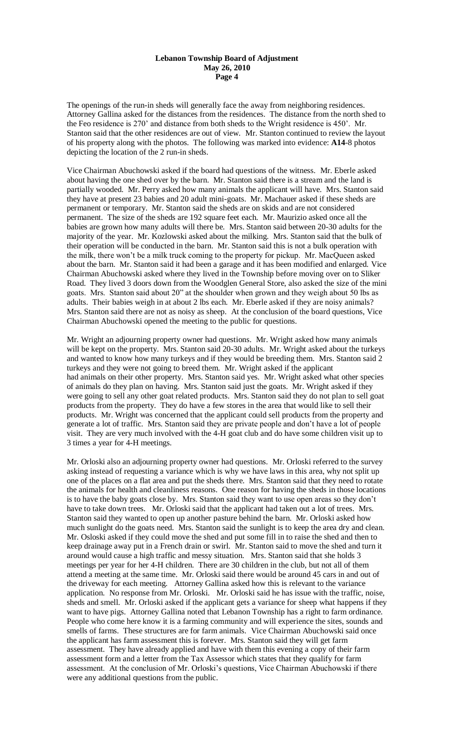The openings of the run-in sheds will generally face the away from neighboring residences. Attorney Gallina asked for the distances from the residences. The distance from the north shed to the Feo residence is 270' and distance from both sheds to the Wright residence is 450'. Mr. Stanton said that the other residences are out of view. Mr. Stanton continued to review the layout of his property along with the photos. The following was marked into evidence: **A14**-8 photos depicting the location of the 2 run-in sheds.

Vice Chairman Abuchowski asked if the board had questions of the witness. Mr. Eberle asked about having the one shed over by the barn. Mr. Stanton said there is a stream and the land is partially wooded. Mr. Perry asked how many animals the applicant will have. Mrs. Stanton said they have at present 23 babies and 20 adult mini-goats. Mr. Machauer asked if these sheds are permanent or temporary. Mr. Stanton said the sheds are on skids and are not considered permanent. The size of the sheds are 192 square feet each. Mr. Maurizio asked once all the babies are grown how many adults will there be. Mrs. Stanton said between 20-30 adults for the majority of the year. Mr. Kozlowski asked about the milking. Mrs. Stanton said that the bulk of their operation will be conducted in the barn. Mr. Stanton said this is not a bulk operation with the milk, there won't be a milk truck coming to the property for pickup. Mr. MacQueen asked about the barn. Mr. Stanton said it had been a garage and it has been modified and enlarged. Vice Chairman Abuchowski asked where they lived in the Township before moving over on to Sliker Road. They lived 3 doors down from the Woodglen General Store, also asked the size of the mini goats. Mrs. Stanton said about 20" at the shoulder when grown and they weigh about 50 lbs as adults. Their babies weigh in at about 2 lbs each. Mr. Eberle asked if they are noisy animals? Mrs. Stanton said there are not as noisy as sheep. At the conclusion of the board questions, Vice Chairman Abuchowski opened the meeting to the public for questions.

Mr. Wright an adjourning property owner had questions. Mr. Wright asked how many animals will be kept on the property. Mrs. Stanton said 20-30 adults. Mr. Wright asked about the turkeys and wanted to know how many turkeys and if they would be breeding them. Mrs. Stanton said 2 turkeys and they were not going to breed them. Mr. Wright asked if the applicant had animals on their other property. Mrs. Stanton said yes. Mr. Wright asked what other species of animals do they plan on having. Mrs. Stanton said just the goats. Mr. Wright asked if they were going to sell any other goat related products. Mrs. Stanton said they do not plan to sell goat products from the property. They do have a few stores in the area that would like to sell their products. Mr. Wright was concerned that the applicant could sell products from the property and generate a lot of traffic. Mrs. Stanton said they are private people and don't have a lot of people visit. They are very much involved with the 4-H goat club and do have some children visit up to 3 times a year for 4-H meetings.

Mr. Orloski also an adjourning property owner had questions. Mr. Orloski referred to the survey asking instead of requesting a variance which is why we have laws in this area, why not split up one of the places on a flat area and put the sheds there. Mrs. Stanton said that they need to rotate the animals for health and cleanliness reasons. One reason for having the sheds in those locations is to have the baby goats close by. Mrs. Stanton said they want to use open areas so they don't have to take down trees. Mr. Orloski said that the applicant had taken out a lot of trees. Mrs. Stanton said they wanted to open up another pasture behind the barn. Mr. Orloski asked how much sunlight do the goats need. Mrs. Stanton said the sunlight is to keep the area dry and clean. Mr. Osloski asked if they could move the shed and put some fill in to raise the shed and then to keep drainage away put in a French drain or swirl. Mr. Stanton said to move the shed and turn it around would cause a high traffic and messy situation. Mrs. Stanton said that she holds 3 meetings per year for her 4-H children. There are 30 children in the club, but not all of them attend a meeting at the same time. Mr. Orloski said there would be around 45 cars in and out of the driveway for each meeting. Attorney Gallina asked how this is relevant to the variance application. No response from Mr. Orloski. Mr. Orloski said he has issue with the traffic, noise, sheds and smell. Mr. Orloski asked if the applicant gets a variance for sheep what happens if they want to have pigs. Attorney Gallina noted that Lebanon Township has a right to farm ordinance. People who come here know it is a farming community and will experience the sites, sounds and smells of farms. These structures are for farm animals. Vice Chairman Abuchowski said once the applicant has farm assessment this is forever. Mrs. Stanton said they will get farm assessment. They have already applied and have with them this evening a copy of their farm assessment form and a letter from the Tax Assessor which states that they qualify for farm assessment. At the conclusion of Mr. Orloski's questions, Vice Chairman Abuchowski if there were any additional questions from the public.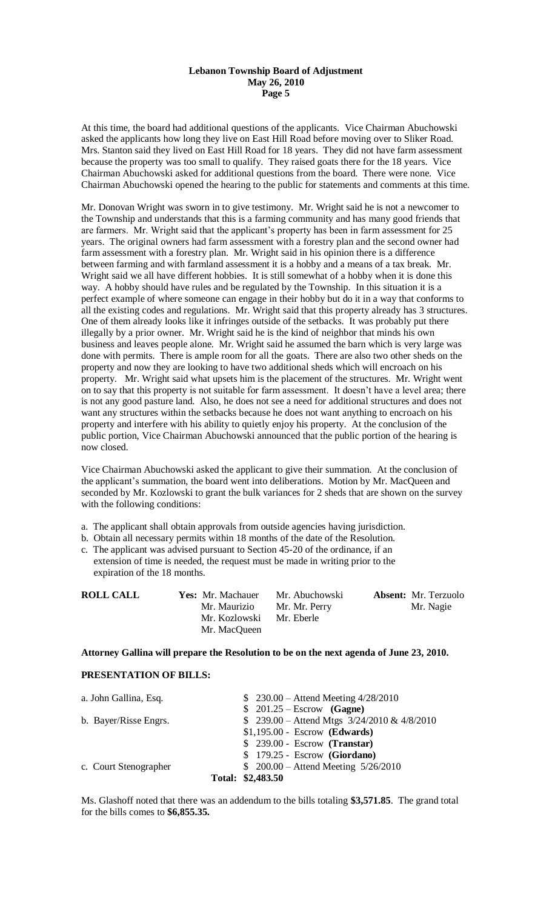At this time, the board had additional questions of the applicants. Vice Chairman Abuchowski asked the applicants how long they live on East Hill Road before moving over to Sliker Road. Mrs. Stanton said they lived on East Hill Road for 18 years. They did not have farm assessment because the property was too small to qualify. They raised goats there for the 18 years. Vice Chairman Abuchowski asked for additional questions from the board. There were none. Vice Chairman Abuchowski opened the hearing to the public for statements and comments at this time.

Mr. Donovan Wright was sworn in to give testimony. Mr. Wright said he is not a newcomer to the Township and understands that this is a farming community and has many good friends that are farmers. Mr. Wright said that the applicant's property has been in farm assessment for 25 years. The original owners had farm assessment with a forestry plan and the second owner had farm assessment with a forestry plan. Mr. Wright said in his opinion there is a difference between farming and with farmland assessment it is a hobby and a means of a tax break. Mr. Wright said we all have different hobbies. It is still somewhat of a hobby when it is done this way. A hobby should have rules and be regulated by the Township. In this situation it is a perfect example of where someone can engage in their hobby but do it in a way that conforms to all the existing codes and regulations. Mr. Wright said that this property already has 3 structures. One of them already looks like it infringes outside of the setbacks. It was probably put there illegally by a prior owner. Mr. Wright said he is the kind of neighbor that minds his own business and leaves people alone. Mr. Wright said he assumed the barn which is very large was done with permits. There is ample room for all the goats. There are also two other sheds on the property and now they are looking to have two additional sheds which will encroach on his property. Mr. Wright said what upsets him is the placement of the structures. Mr. Wright went on to say that this property is not suitable for farm assessment. It doesn't have a level area; there is not any good pasture land. Also, he does not see a need for additional structures and does not want any structures within the setbacks because he does not want anything to encroach on his property and interfere with his ability to quietly enjoy his property. At the conclusion of the public portion, Vice Chairman Abuchowski announced that the public portion of the hearing is now closed.

Vice Chairman Abuchowski asked the applicant to give their summation. At the conclusion of the applicant's summation, the board went into deliberations. Motion by Mr. MacQueen and seconded by Mr. Kozlowski to grant the bulk variances for 2 sheds that are shown on the survey with the following conditions:

a. The applicant shall obtain approvals from outside agencies having jurisdiction.
b. Obtain all necessary permits within 18 months of the date of the Resolution.
c. The applicant was advised pursuant to Section 45-20 of the ordinance, if an extension of time is needed, the request must be made in writing prior to the expiration of the 18 months.

| **ROLL CALL** | **Yes:** Mr. Machauer | Mr. Abuchowski | **Absent:** Mr. Terzuolo |
|---|---|---|---|
| | Mr. Maurizio | Mr. Mr. Perry | Mr. Nagie |
| | Mr. Kozlowski | Mr. Eberle | |
| | Mr. MacQueen | | |

**Attorney Gallina will prepare the Resolution to be on the next agenda of June 23, 2010.**

**PRESENTATION OF BILLS:**

| | |
|---|---|
| a. John Gallina, Esq. | $ 230.00 – Attend Meeting 4/28/2010 |
| | $ 201.25 – Escrow **(Gagne)** |
| b. Bayer/Risse Engrs. | $ 239.00 – Attend Mtgs 3/24/2010 & 4/8/2010 |
| | $1,195.00 - Escrow **(Edwards)** |
| | $ 239.00 - Escrow **(Transtar)** |
| | $ 179.25 - Escrow **(Giordano)** |
| c. Court Stenographer | $ 200.00 – Attend Meeting 5/26/2010 |
| | **Total: $2,483.50** |

Ms. Glashoff noted that there was an addendum to the bills totaling **$3,571.85**. The grand total for the bills comes to **$6,855.35.**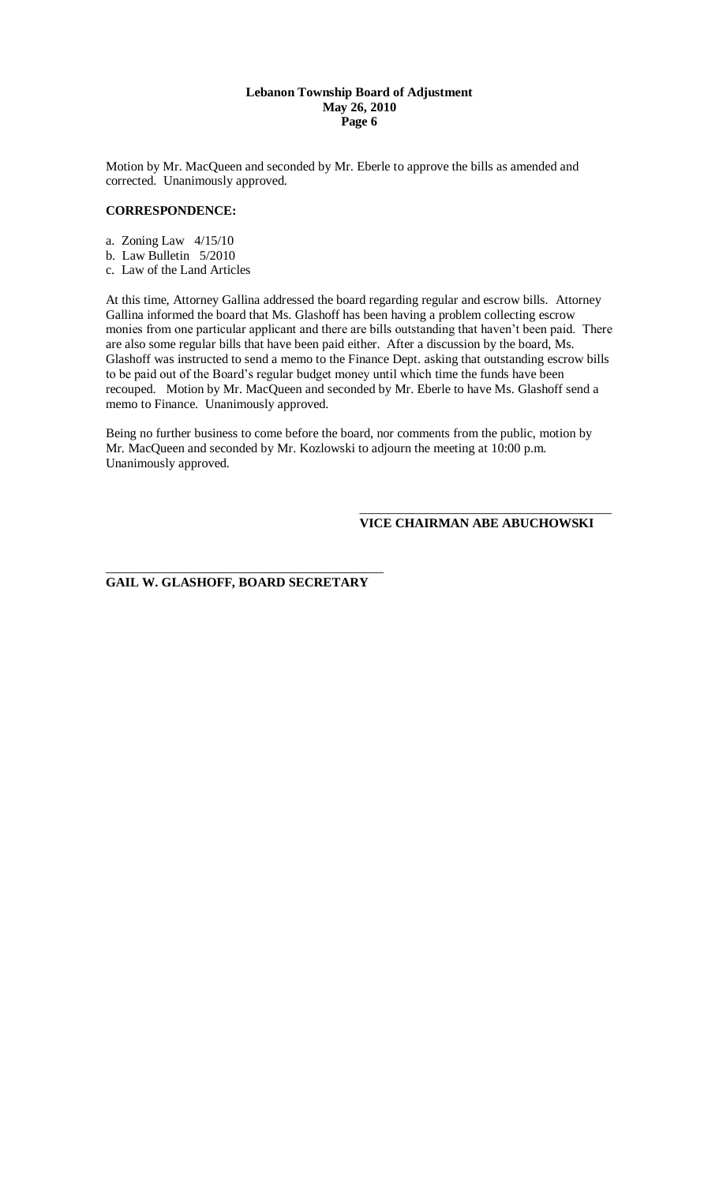Motion by Mr. MacQueen and seconded by Mr. Eberle to approve the bills as amended and corrected. Unanimously approved.

**CORRESPONDENCE:**

a. Zoning Law 4/15/10
b. Law Bulletin 5/2010
c. Law of the Land Articles

At this time, Attorney Gallina addressed the board regarding regular and escrow bills. Attorney Gallina informed the board that Ms. Glashoff has been having a problem collecting escrow monies from one particular applicant and there are bills outstanding that haven't been paid. There are also some regular bills that have been paid either. After a discussion by the board, Ms. Glashoff was instructed to send a memo to the Finance Dept. asking that outstanding escrow bills to be paid out of the Board's regular budget money until which time the funds have been recouped. Motion by Mr. MacQueen and seconded by Mr. Eberle to have Ms. Glashoff send a memo to Finance. Unanimously approved.

Being no further business to come before the board, nor comments from the public, motion by Mr. MacQueen and seconded by Mr. Kozlowski to adjourn the meeting at 10:00 p.m. Unanimously approved.

\_\_\_\_\_\_\_\_\_\_\_\_\_\_\_\_\_\_\_\_\_\_\_\_\_\_\_\_\_\_\_\_\_\_\_\_\_\_
**VICE CHAIRMAN ABE ABUCHOWSKI**

\_\_\_\_\_\_\_\_\_\_\_\_\_\_\_\_\_\_\_\_\_\_\_\_\_\_\_\_\_\_\_\_\_\_\_\_\_\_\_\_\_\_
**GAIL W. GLASHOFF, BOARD SECRETARY**